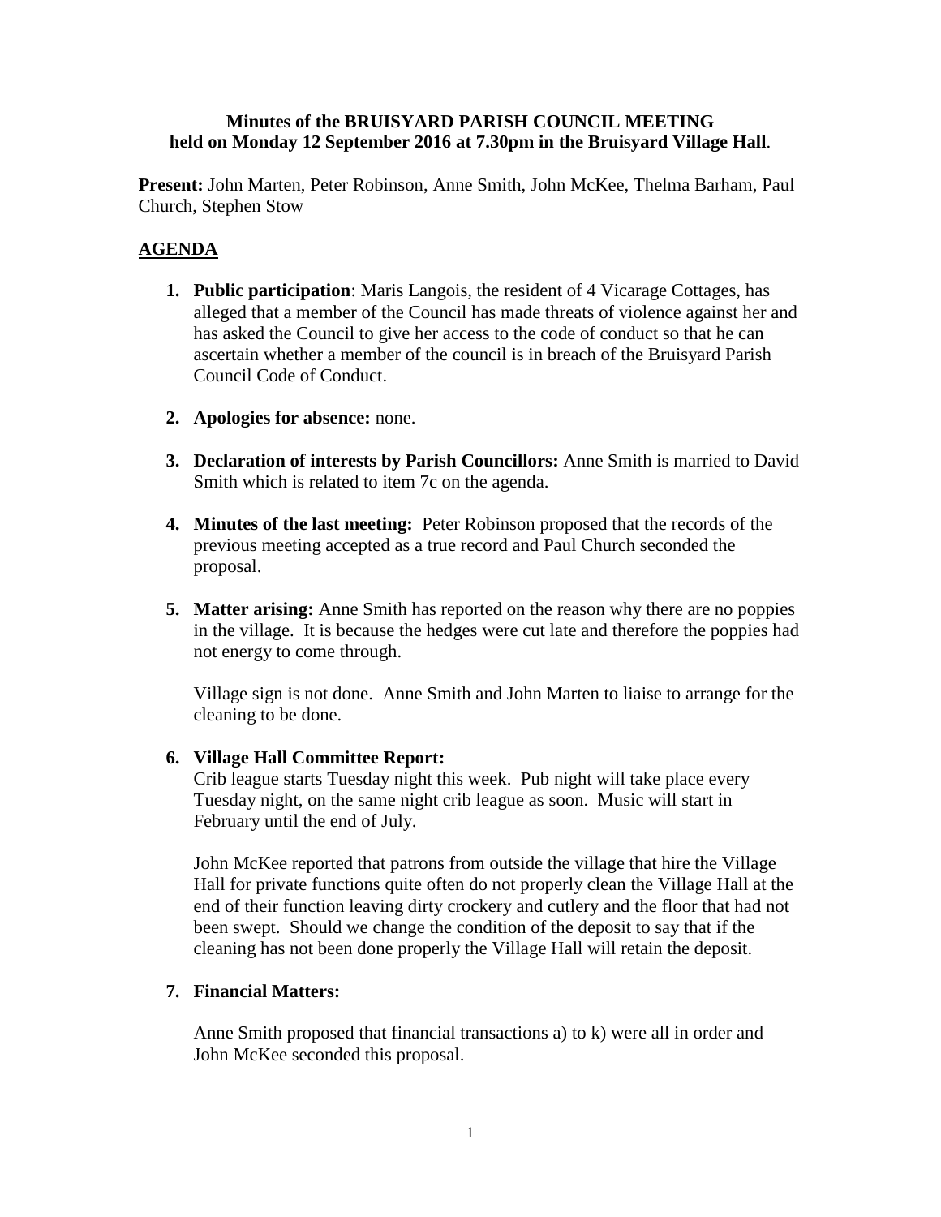**Minutes of the BRUISYARD PARISH COUNCIL MEETING held on Monday 12 September 2016 at 7.30pm in the Bruisyard Village Hall**.

**Present:** John Marten, Peter Robinson, Anne Smith, John McKee, Thelma Barham, Paul Church, Stephen Stow

## AGENDA

1. **Public participation**: Maris Langois, the resident of 4 Vicarage Cottages, has alleged that a member of the Council has made threats of violence against her and has asked the Council to give her access to the code of conduct so that he can ascertain whether a member of the council is in breach of the Bruisyard Parish Council Code of Conduct.

2. **Apologies for absence:** none.

3. **Declaration of interests by Parish Councillors:** Anne Smith is married to David Smith which is related to item 7c on the agenda.

4. **Minutes of the last meeting:** Peter Robinson proposed that the records of the previous meeting accepted as a true record and Paul Church seconded the proposal.

5. **Matter arising:** Anne Smith has reported on the reason why there are no poppies in the village. It is because the hedges were cut late and therefore the poppies had not energy to come through.

   Village sign is not done. Anne Smith and John Marten to liaise to arrange for the cleaning to be done.

6. **Village Hall Committee Report:**
   Crib league starts Tuesday night this week. Pub night will take place every Tuesday night, on the same night crib league as soon. Music will start in February until the end of July.

   John McKee reported that patrons from outside the village that hire the Village Hall for private functions quite often do not properly clean the Village Hall at the end of their function leaving dirty crockery and cutlery and the floor that had not been swept. Should we change the condition of the deposit to say that if the cleaning has not been done properly the Village Hall will retain the deposit.

7. **Financial Matters:**

   Anne Smith proposed that financial transactions a) to k) were all in order and John McKee seconded this proposal.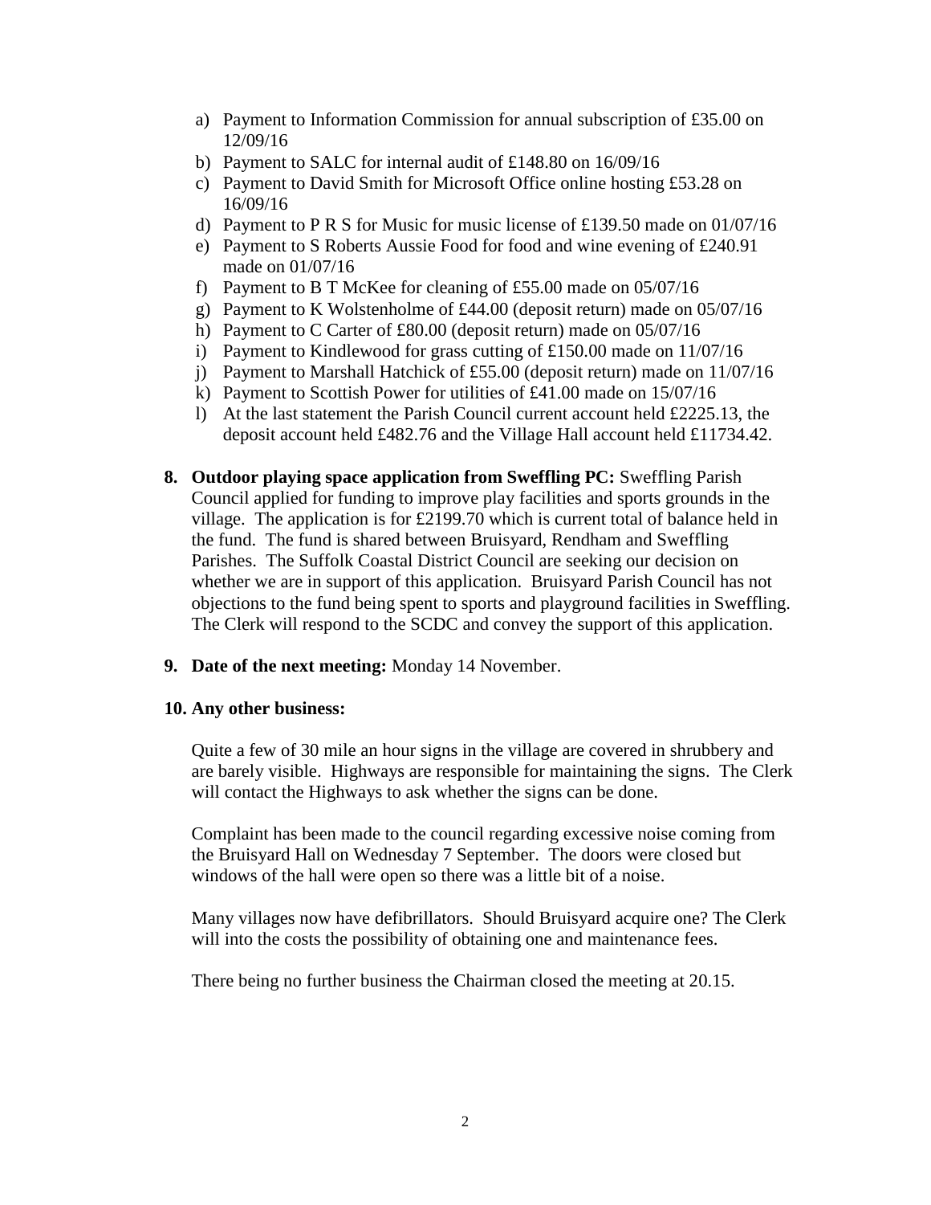a) Payment to Information Commission for annual subscription of £35.00 on 12/09/16
b) Payment to SALC for internal audit of £148.80 on 16/09/16
c) Payment to David Smith for Microsoft Office online hosting £53.28 on 16/09/16
d) Payment to P R S for Music for music license of £139.50 made on 01/07/16
e) Payment to S Roberts Aussie Food for food and wine evening of £240.91 made on 01/07/16
f) Payment to B T McKee for cleaning of £55.00 made on 05/07/16
g) Payment to K Wolstenholme of £44.00 (deposit return) made on 05/07/16
h) Payment to C Carter of £80.00 (deposit return) made on 05/07/16
i) Payment to Kindlewood for grass cutting of £150.00 made on 11/07/16
j) Payment to Marshall Hatchick of £55.00 (deposit return) made on 11/07/16
k) Payment to Scottish Power for utilities of £41.00 made on 15/07/16
l) At the last statement the Parish Council current account held £2225.13, the deposit account held £482.76 and the Village Hall account held £11734.42.

**8. Outdoor playing space application from Sweffling PC:** Sweffling Parish Council applied for funding to improve play facilities and sports grounds in the village. The application is for £2199.70 which is current total of balance held in the fund. The fund is shared between Bruisyard, Rendham and Sweffling Parishes. The Suffolk Coastal District Council are seeking our decision on whether we are in support of this application. Bruisyard Parish Council has not objections to the fund being spent to sports and playground facilities in Sweffling. The Clerk will respond to the SCDC and convey the support of this application.

**9. Date of the next meeting:** Monday 14 November.

**10. Any other business:**

Quite a few of 30 mile an hour signs in the village are covered in shrubbery and are barely visible. Highways are responsible for maintaining the signs. The Clerk will contact the Highways to ask whether the signs can be done.

Complaint has been made to the council regarding excessive noise coming from the Bruisyard Hall on Wednesday 7 September. The doors were closed but windows of the hall were open so there was a little bit of a noise.

Many villages now have defibrillators. Should Bruisyard acquire one? The Clerk will into the costs the possibility of obtaining one and maintenance fees.

There being no further business the Chairman closed the meeting at 20.15.